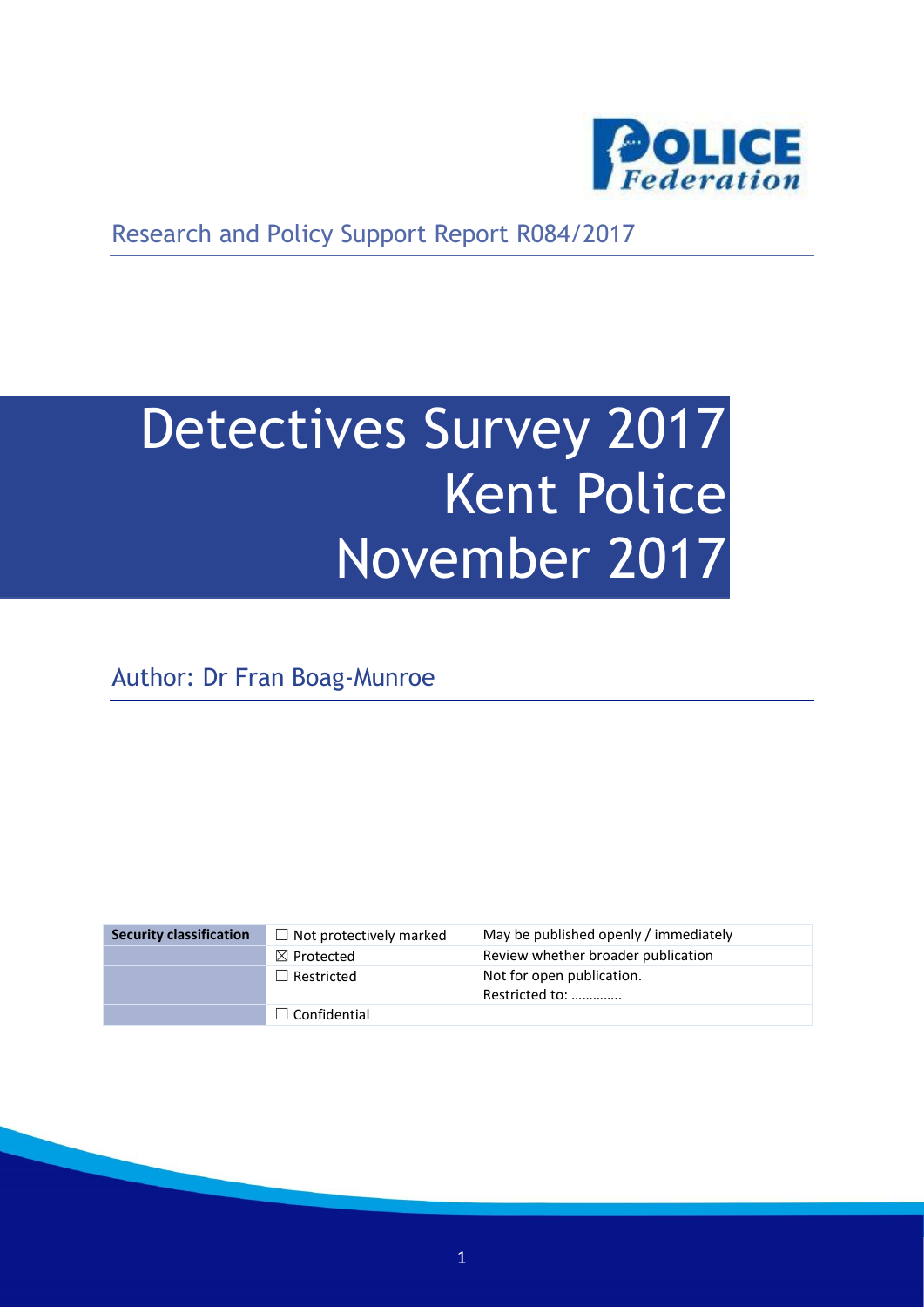Research and Policy Support Report R084/2017

# Detectives Survey 2017 Kent Police November 2017

Author: Dr Fran Boag-Munroe

| Security classification | ☐ Not protectively marked | May be published openly / immediately |
| --- | --- | --- |
| | ☒ Protected | Review whether broader publication |
| | ☐ Restricted | Not for open publication. Restricted to: ………….. |
| | ☐ Confidential | |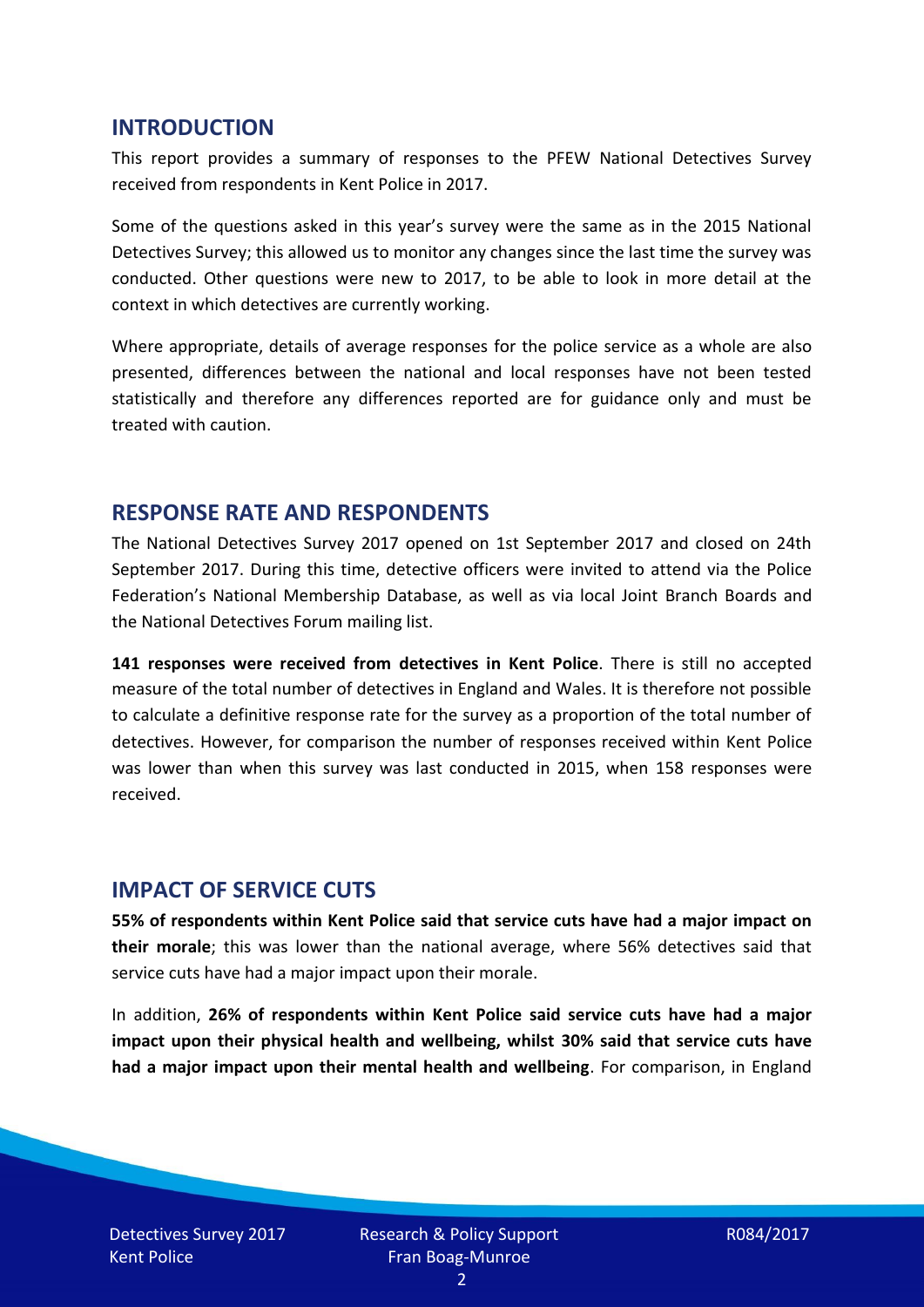## INTRODUCTION

This report provides a summary of responses to the PFEW National Detectives Survey received from respondents in Kent Police in 2017.

Some of the questions asked in this year's survey were the same as in the 2015 National Detectives Survey; this allowed us to monitor any changes since the last time the survey was conducted. Other questions were new to 2017, to be able to look in more detail at the context in which detectives are currently working.

Where appropriate, details of average responses for the police service as a whole are also presented, differences between the national and local responses have not been tested statistically and therefore any differences reported are for guidance only and must be treated with caution.

## RESPONSE RATE AND RESPONDENTS

The National Detectives Survey 2017 opened on 1st September 2017 and closed on 24th September 2017. During this time, detective officers were invited to attend via the Police Federation's National Membership Database, as well as via local Joint Branch Boards and the National Detectives Forum mailing list.

**141 responses were received from detectives in Kent Police**. There is still no accepted measure of the total number of detectives in England and Wales. It is therefore not possible to calculate a definitive response rate for the survey as a proportion of the total number of detectives. However, for comparison the number of responses received within Kent Police was lower than when this survey was last conducted in 2015, when 158 responses were received.

## IMPACT OF SERVICE CUTS

**55% of respondents within Kent Police said that service cuts have had a major impact on their morale**; this was lower than the national average, where 56% detectives said that service cuts have had a major impact upon their morale.

In addition, **26% of respondents within Kent Police said service cuts have had a major impact upon their physical health and wellbeing, whilst 30% said that service cuts have had a major impact upon their mental health and wellbeing**. For comparison, in England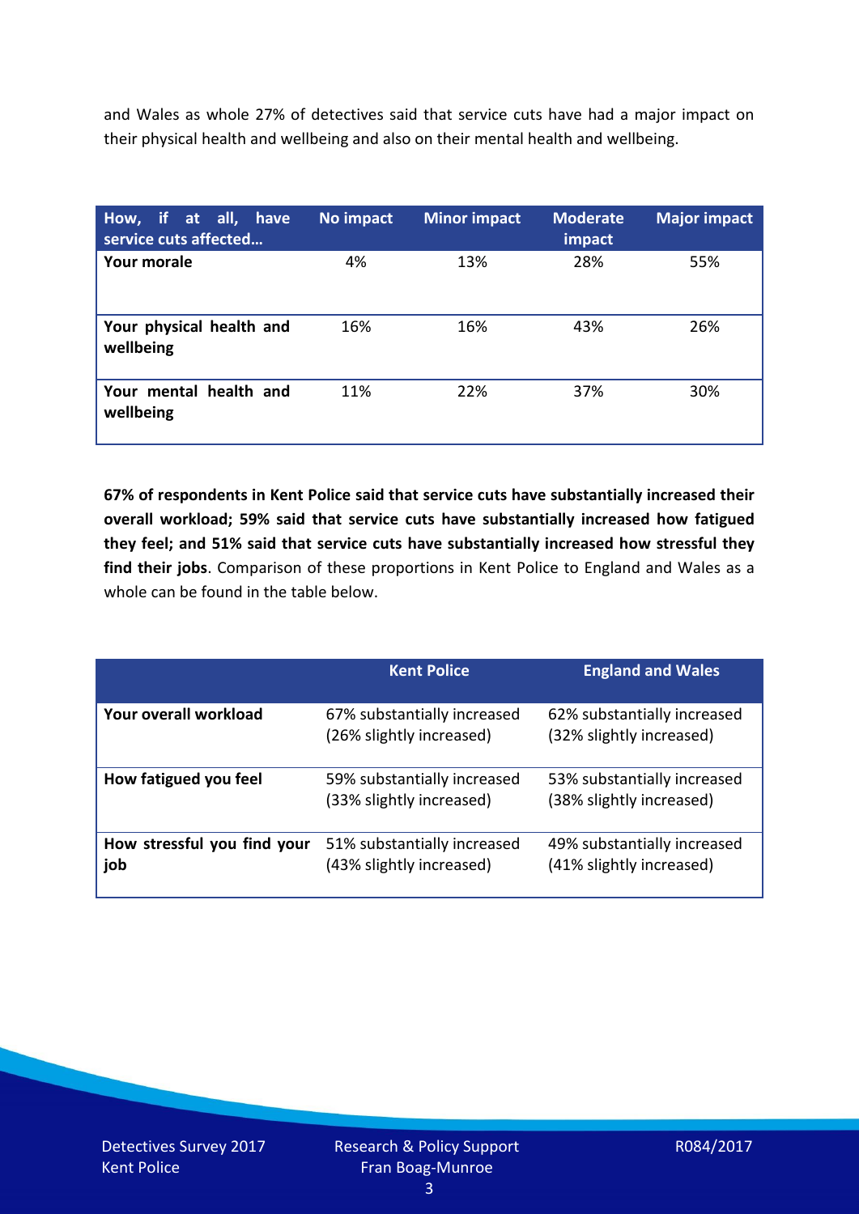and Wales as whole 27% of detectives said that service cuts have had a major impact on their physical health and wellbeing and also on their mental health and wellbeing.

| How, if at all, have service cuts affected… | No impact | Minor impact | Moderate impact | Major impact |
|---|---|---|---|---|
| **Your morale** | 4% | 13% | 28% | 55% |
| **Your physical health and wellbeing** | 16% | 16% | 43% | 26% |
| **Your mental health and wellbeing** | 11% | 22% | 37% | 30% |

**67% of respondents in Kent Police said that service cuts have substantially increased their overall workload; 59% said that service cuts have substantially increased how fatigued they feel; and 51% said that service cuts have substantially increased how stressful they find their jobs**. Comparison of these proportions in Kent Police to England and Wales as a whole can be found in the table below.

| | Kent Police | England and Wales |
|---|---|---|
| **Your overall workload** | 67% substantially increased (26% slightly increased) | 62% substantially increased (32% slightly increased) |
| **How fatigued you feel** | 59% substantially increased (33% slightly increased) | 53% substantially increased (38% slightly increased) |
| **How stressful you find your job** | 51% substantially increased (43% slightly increased) | 49% substantially increased (41% slightly increased) |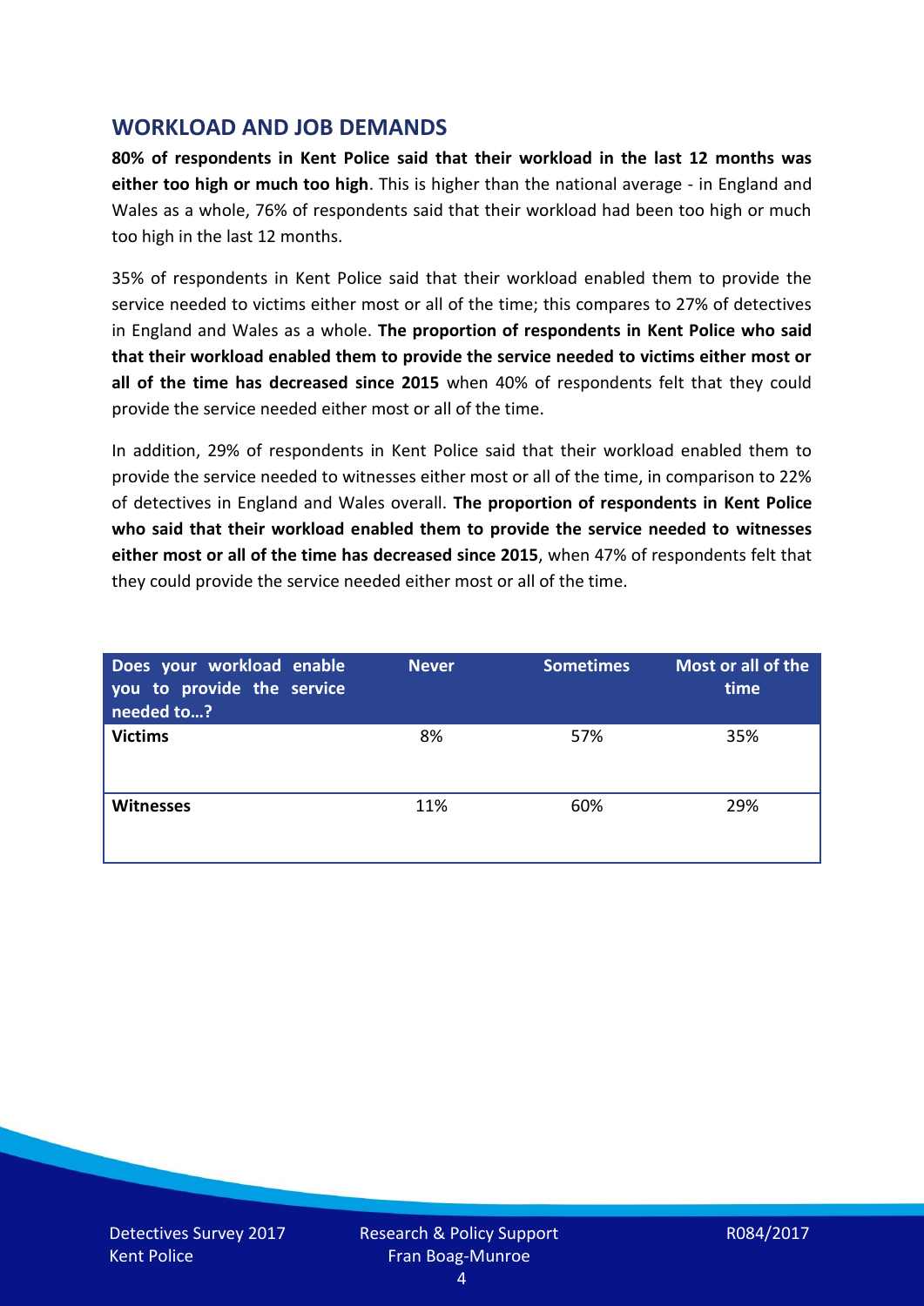## WORKLOAD AND JOB DEMANDS

**80% of respondents in Kent Police said that their workload in the last 12 months was either too high or much too high**. This is higher than the national average - in England and Wales as a whole, 76% of respondents said that their workload had been too high or much too high in the last 12 months.

35% of respondents in Kent Police said that their workload enabled them to provide the service needed to victims either most or all of the time; this compares to 27% of detectives in England and Wales as a whole. **The proportion of respondents in Kent Police who said that their workload enabled them to provide the service needed to victims either most or all of the time has decreased since 2015** when 40% of respondents felt that they could provide the service needed either most or all of the time.

In addition, 29% of respondents in Kent Police said that their workload enabled them to provide the service needed to witnesses either most or all of the time, in comparison to 22% of detectives in England and Wales overall. **The proportion of respondents in Kent Police who said that their workload enabled them to provide the service needed to witnesses either most or all of the time has decreased since 2015**, when 47% of respondents felt that they could provide the service needed either most or all of the time.

| Does your workload enable you to provide the service needed to…? | Never | Sometimes | Most or all of the time |
|---|---|---|---|
| **Victims** | 8% | 57% | 35% |
| **Witnesses** | 11% | 60% | 29% |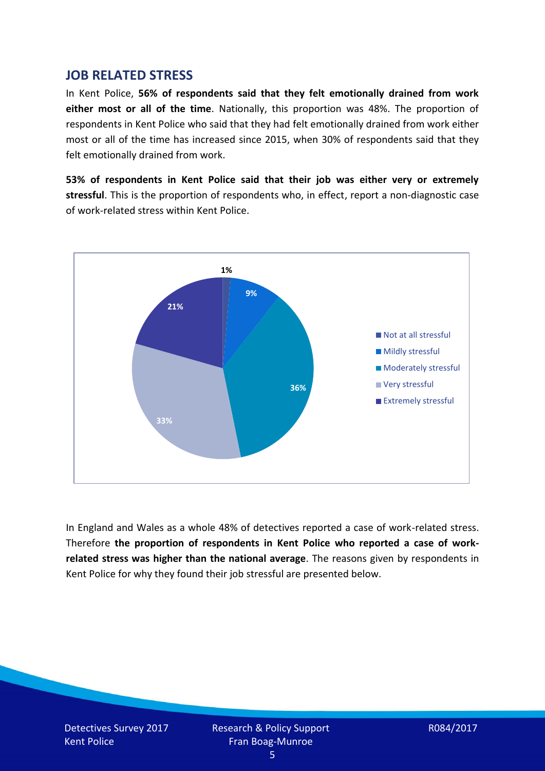## JOB RELATED STRESS

In Kent Police, **56% of respondents said that they felt emotionally drained from work either most or all of the time**. Nationally, this proportion was 48%. The proportion of respondents in Kent Police who said that they had felt emotionally drained from work either most or all of the time has increased since 2015, when 30% of respondents said that they felt emotionally drained from work.

**53% of respondents in Kent Police said that their job was either very or extremely stressful**. This is the proportion of respondents who, in effect, report a non-diagnostic case of work-related stress within Kent Police.

| Response | Percentage |
| --- | --- |
| Not at all stressful | 1% |
| Mildly stressful | 9% |
| Moderately stressful | 36% |
| Very stressful | 33% |
| Extremely stressful | 21% |

In England and Wales as a whole 48% of detectives reported a case of work-related stress. Therefore **the proportion of respondents in Kent Police who reported a case of work-related stress was higher than the national average**. The reasons given by respondents in Kent Police for why they found their job stressful are presented below.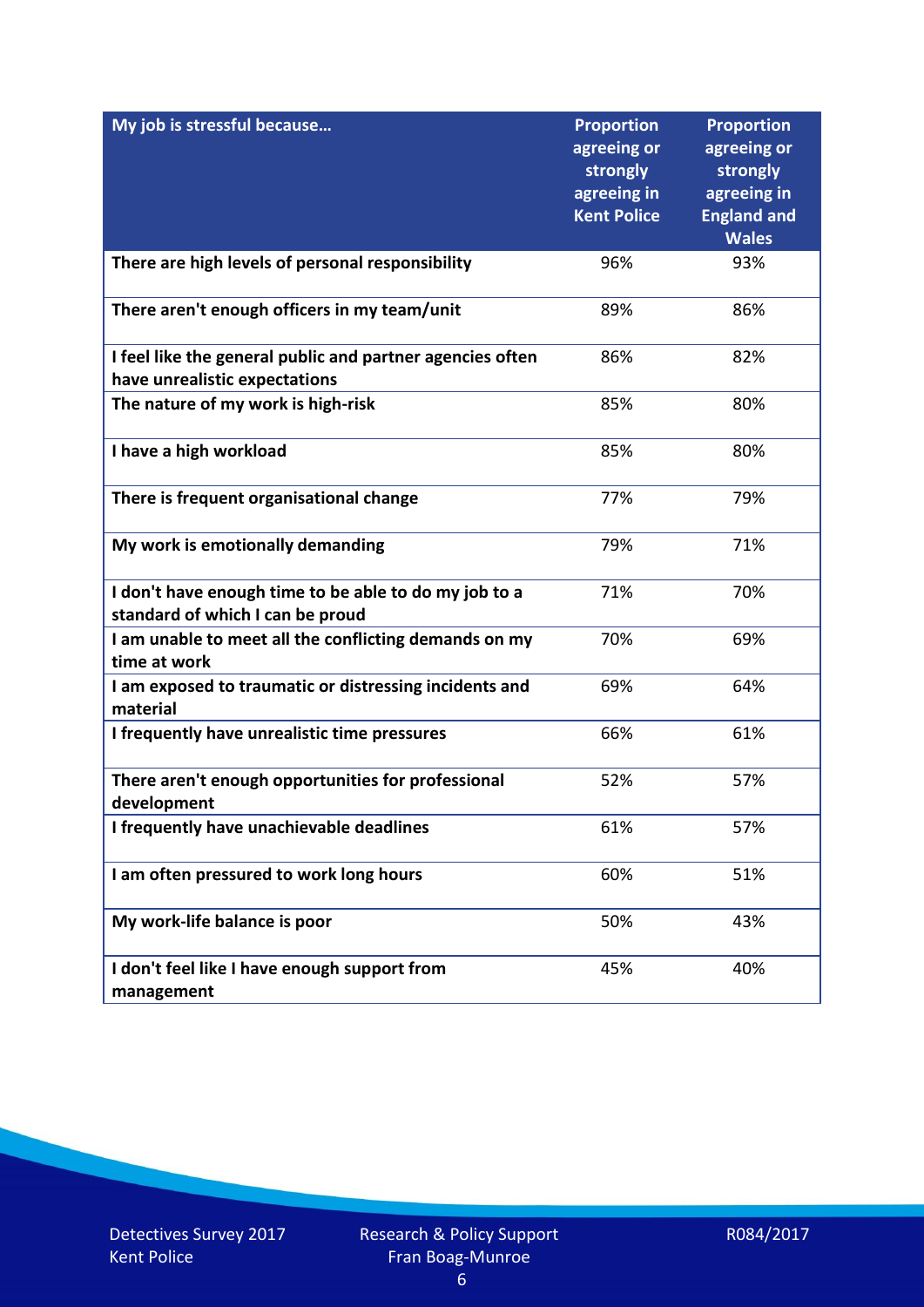| My job is stressful because… | Proportion agreeing or strongly agreeing in Kent Police | Proportion agreeing or strongly agreeing in England and Wales |
|---|---|---|
| There are high levels of personal responsibility | 96% | 93% |
| There aren't enough officers in my team/unit | 89% | 86% |
| I feel like the general public and partner agencies often have unrealistic expectations | 86% | 82% |
| The nature of my work is high-risk | 85% | 80% |
| I have a high workload | 85% | 80% |
| There is frequent organisational change | 77% | 79% |
| My work is emotionally demanding | 79% | 71% |
| I don't have enough time to be able to do my job to a standard of which I can be proud | 71% | 70% |
| I am unable to meet all the conflicting demands on my time at work | 70% | 69% |
| I am exposed to traumatic or distressing incidents and material | 69% | 64% |
| I frequently have unrealistic time pressures | 66% | 61% |
| There aren't enough opportunities for professional development | 52% | 57% |
| I frequently have unachievable deadlines | 61% | 57% |
| I am often pressured to work long hours | 60% | 51% |
| My work-life balance is poor | 50% | 43% |
| I don't feel like I have enough support from management | 45% | 40% |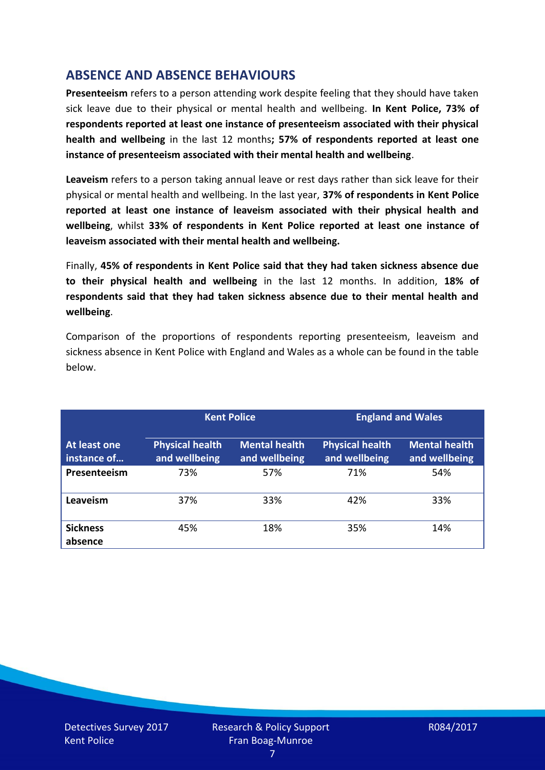## ABSENCE AND ABSENCE BEHAVIOURS

**Presenteeism** refers to a person attending work despite feeling that they should have taken sick leave due to their physical or mental health and wellbeing. **In Kent Police, 73% of respondents reported at least one instance of presenteeism associated with their physical health and wellbeing** in the last 12 months**; 57% of respondents reported at least one instance of presenteeism associated with their mental health and wellbeing**.

**Leaveism** refers to a person taking annual leave or rest days rather than sick leave for their physical or mental health and wellbeing. In the last year, **37% of respondents in Kent Police reported at least one instance of leaveism associated with their physical health and wellbeing**, whilst **33% of respondents in Kent Police reported at least one instance of leaveism associated with their mental health and wellbeing.**

Finally, **45% of respondents in Kent Police said that they had taken sickness absence due to their physical health and wellbeing** in the last 12 months. In addition, **18% of respondents said that they had taken sickness absence due to their mental health and wellbeing**.

Comparison of the proportions of respondents reporting presenteeism, leaveism and sickness absence in Kent Police with England and Wales as a whole can be found in the table below.

| | Kent Police | | England and Wales | |
|---|---|---|---|---|
| **At least one instance of…** | **Physical health and wellbeing** | **Mental health and wellbeing** | **Physical health and wellbeing** | **Mental health and wellbeing** |
| **Presenteeism** | 73% | 57% | 71% | 54% |
| **Leaveism** | 37% | 33% | 42% | 33% |
| **Sickness absence** | 45% | 18% | 35% | 14% |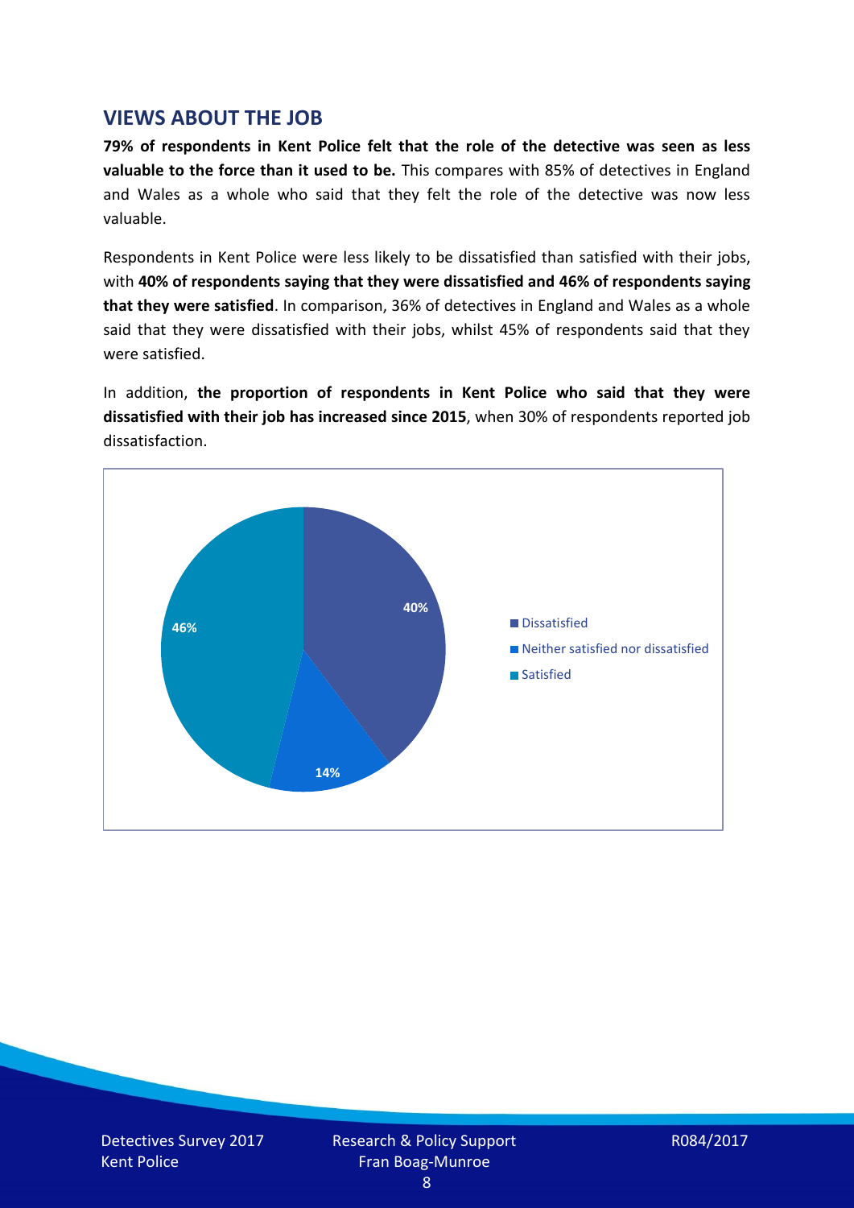## VIEWS ABOUT THE JOB

**79% of respondents in Kent Police felt that the role of the detective was seen as less valuable to the force than it used to be.** This compares with 85% of detectives in England and Wales as a whole who said that they felt the role of the detective was now less valuable.

Respondents in Kent Police were less likely to be dissatisfied than satisfied with their jobs, with **40% of respondents saying that they were dissatisfied and 46% of respondents saying that they were satisfied**. In comparison, 36% of detectives in England and Wales as a whole said that they were dissatisfied with their jobs, whilst 45% of respondents said that they were satisfied.

In addition, **the proportion of respondents in Kent Police who said that they were dissatisfied with their job has increased since 2015**, when 30% of respondents reported job dissatisfaction.

| Response | Percentage |
| --- | --- |
| Dissatisfied | 40% |
| Neither satisfied nor dissatisfied | 14% |
| Satisfied | 46% |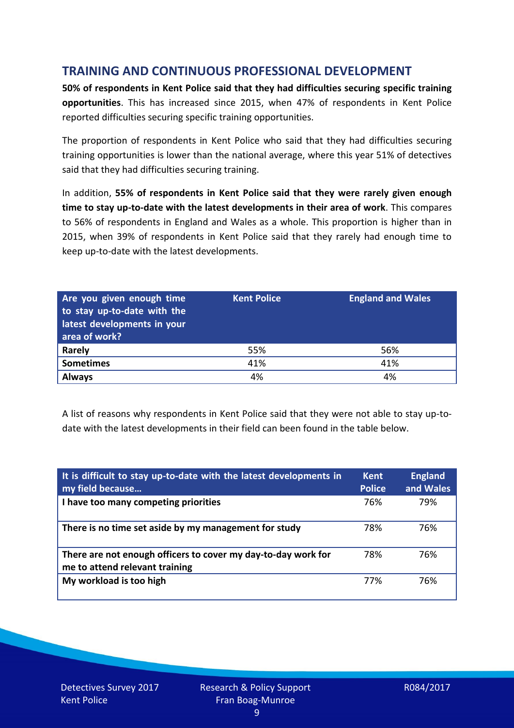## TRAINING AND CONTINUOUS PROFESSIONAL DEVELOPMENT

**50% of respondents in Kent Police said that they had difficulties securing specific training opportunities**. This has increased since 2015, when 47% of respondents in Kent Police reported difficulties securing specific training opportunities.

The proportion of respondents in Kent Police who said that they had difficulties securing training opportunities is lower than the national average, where this year 51% of detectives said that they had difficulties securing training.

In addition, **55% of respondents in Kent Police said that they were rarely given enough time to stay up-to-date with the latest developments in their area of work**. This compares to 56% of respondents in England and Wales as a whole. This proportion is higher than in 2015, when 39% of respondents in Kent Police said that they rarely had enough time to keep up-to-date with the latest developments.

| Are you given enough time to stay up-to-date with the latest developments in your area of work? | Kent Police | England and Wales |
|---|---|---|
| **Rarely** | 55% | 56% |
| **Sometimes** | 41% | 41% |
| **Always** | 4% | 4% |

A list of reasons why respondents in Kent Police said that they were not able to stay up-to-date with the latest developments in their field can been found in the table below.

| It is difficult to stay up-to-date with the latest developments in my field because… | Kent Police | England and Wales |
|---|---|---|
| **I have too many competing priorities** | 76% | 79% |
| **There is no time set aside by my management for study** | 78% | 76% |
| **There are not enough officers to cover my day-to-day work for me to attend relevant training** | 78% | 76% |
| **My workload is too high** | 77% | 76% |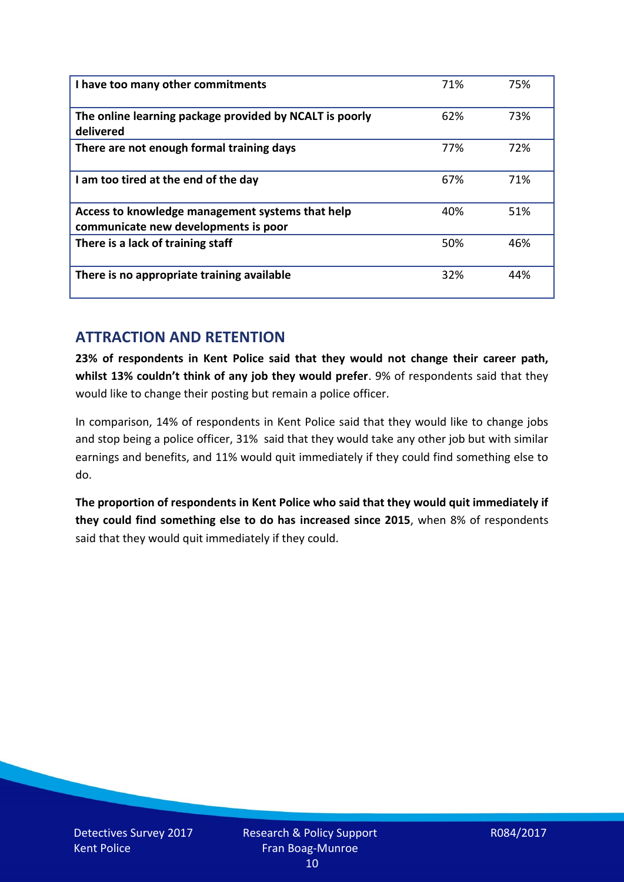| | | |
|---|---|---|
| **I have too many other commitments** | 71% | 75% |
| **The online learning package provided by NCALT is poorly delivered** | 62% | 73% |
| **There are not enough formal training days** | 77% | 72% |
| **I am too tired at the end of the day** | 67% | 71% |
| **Access to knowledge management systems that help communicate new developments is poor** | 40% | 51% |
| **There is a lack of training staff** | 50% | 46% |
| **There is no appropriate training available** | 32% | 44% |

## ATTRACTION AND RETENTION

**23% of respondents in Kent Police said that they would not change their career path, whilst 13% couldn't think of any job they would prefer**. 9% of respondents said that they would like to change their posting but remain a police officer.

In comparison, 14% of respondents in Kent Police said that they would like to change jobs and stop being a police officer, 31% said that they would take any other job but with similar earnings and benefits, and 11% would quit immediately if they could find something else to do.

**The proportion of respondents in Kent Police who said that they would quit immediately if they could find something else to do has increased since 2015**, when 8% of respondents said that they would quit immediately if they could.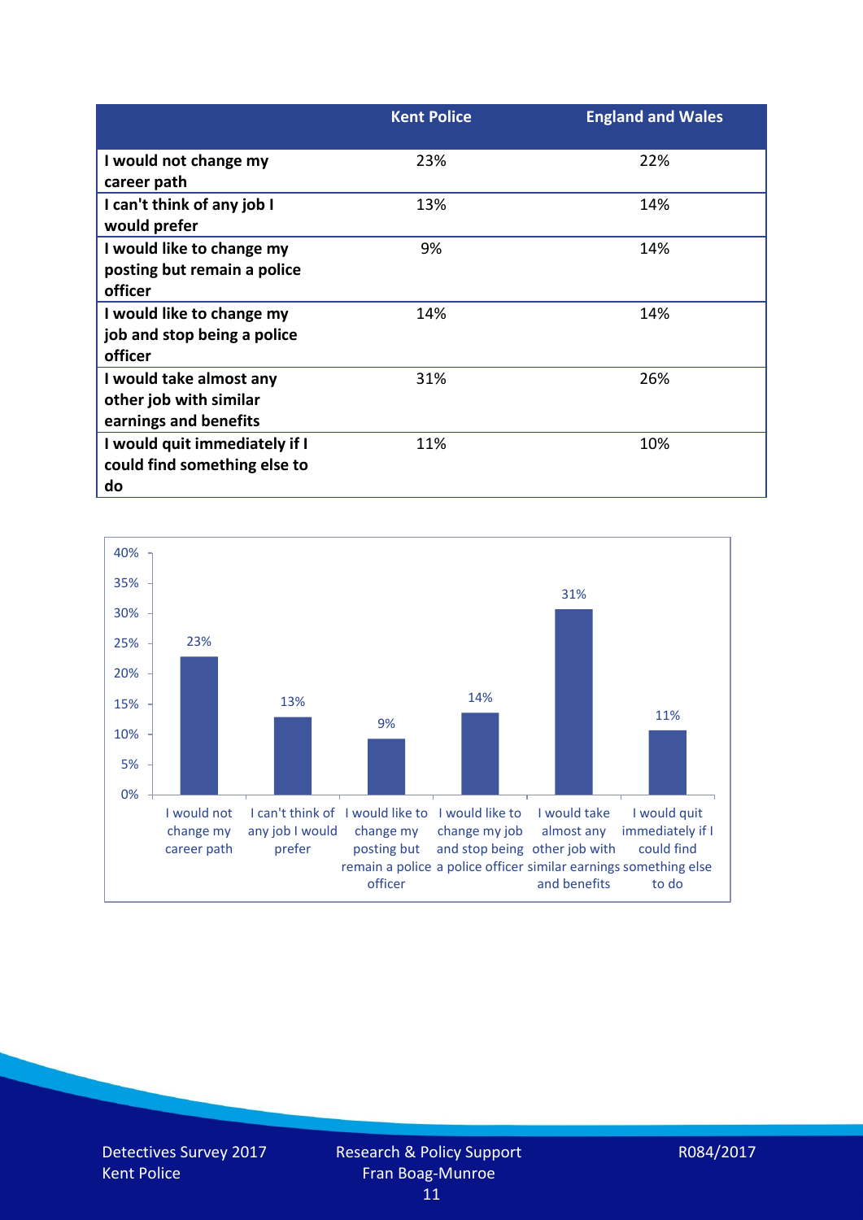| | Kent Police | England and Wales |
|---|---|---|
| **I would not change my career path** | 23% | 22% |
| **I can't think of any job I would prefer** | 13% | 14% |
| **I would like to change my posting but remain a police officer** | 9% | 14% |
| **I would like to change my job and stop being a police officer** | 14% | 14% |
| **I would take almost any other job with similar earnings and benefits** | 31% | 26% |
| **I would quit immediately if I could find something else to do** | 11% | 10% |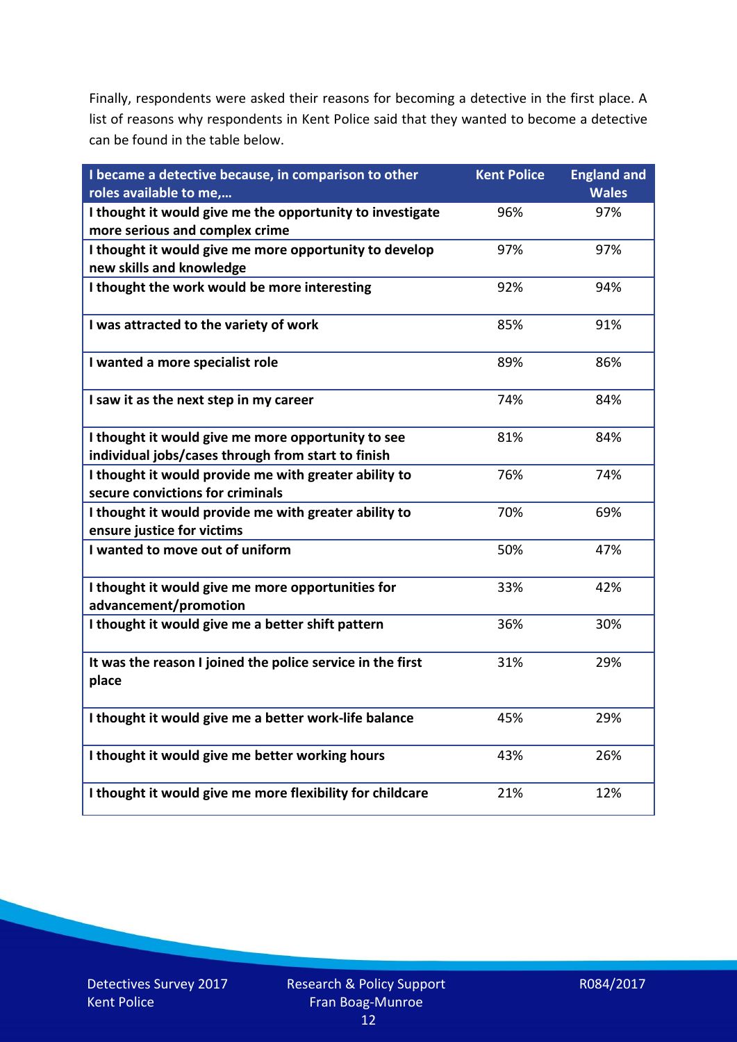Finally, respondents were asked their reasons for becoming a detective in the first place. A list of reasons why respondents in Kent Police said that they wanted to become a detective can be found in the table below.

| I became a detective because, in comparison to other roles available to me,… | Kent Police | England and Wales |
|---|---|---|
| I thought it would give me the opportunity to investigate more serious and complex crime | 96% | 97% |
| I thought it would give me more opportunity to develop new skills and knowledge | 97% | 97% |
| I thought the work would be more interesting | 92% | 94% |
| I was attracted to the variety of work | 85% | 91% |
| I wanted a more specialist role | 89% | 86% |
| I saw it as the next step in my career | 74% | 84% |
| I thought it would give me more opportunity to see individual jobs/cases through from start to finish | 81% | 84% |
| I thought it would provide me with greater ability to secure convictions for criminals | 76% | 74% |
| I thought it would provide me with greater ability to ensure justice for victims | 70% | 69% |
| I wanted to move out of uniform | 50% | 47% |
| I thought it would give me more opportunities for advancement/promotion | 33% | 42% |
| I thought it would give me a better shift pattern | 36% | 30% |
| It was the reason I joined the police service in the first place | 31% | 29% |
| I thought it would give me a better work-life balance | 45% | 29% |
| I thought it would give me better working hours | 43% | 26% |
| I thought it would give me more flexibility for childcare | 21% | 12% |